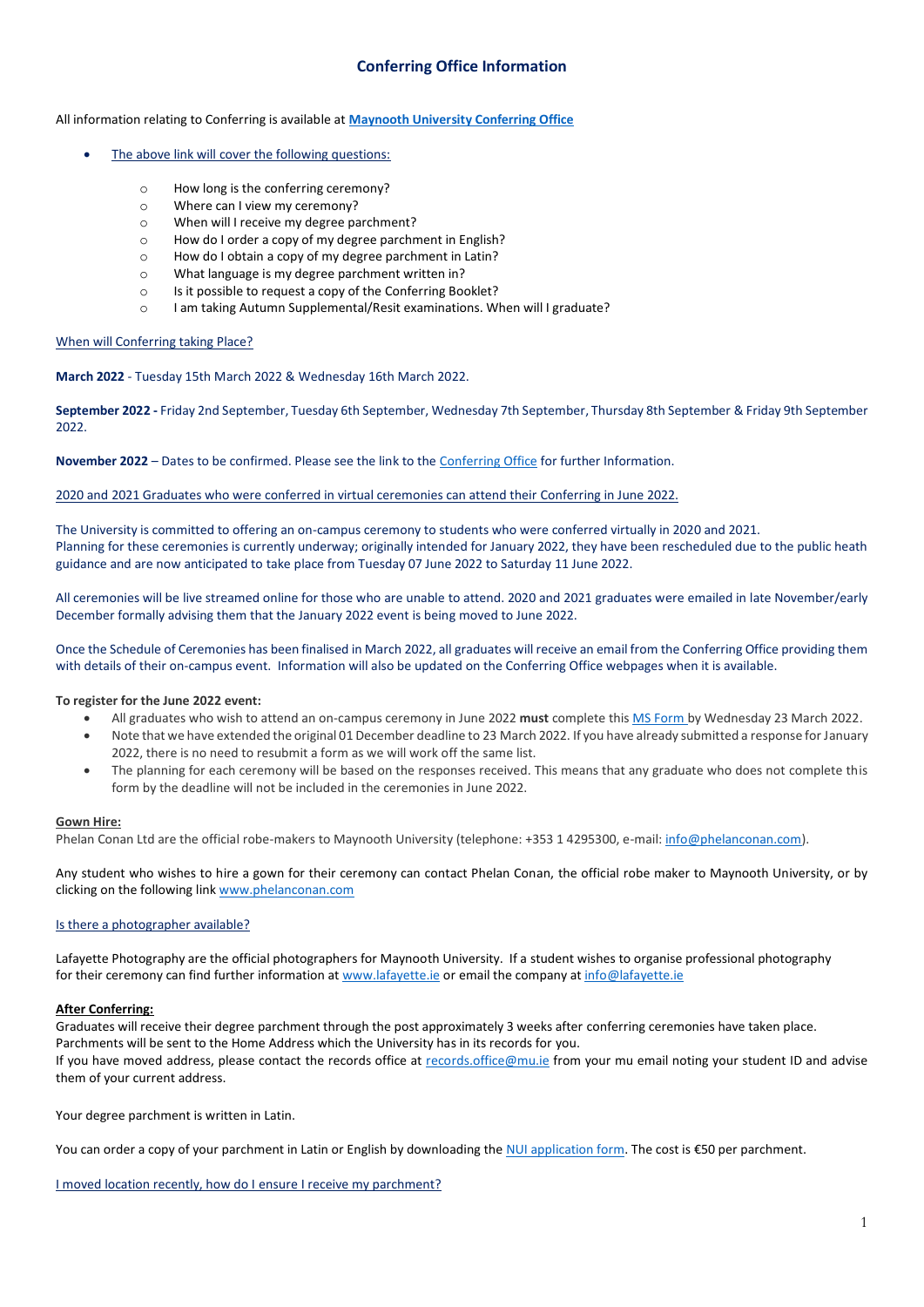# Conferring Office Information

All information relating to Conferring is available at **Maynooth University Conferring Office**

- The above link will cover the following questions:
  - How long is the conferring ceremony?
  - Where can I view my ceremony?
  - When will I receive my degree parchment?
  - How do I order a copy of my degree parchment in English?
  - How do I obtain a copy of my degree parchment in Latin?
  - What language is my degree parchment written in?
  - Is it possible to request a copy of the Conferring Booklet?
  - I am taking Autumn Supplemental/Resit examinations. When will I graduate?

When will Conferring taking Place?

**March 2022** - Tuesday 15th March 2022 & Wednesday 16th March 2022.

**September 2022 -** Friday 2nd September, Tuesday 6th September, Wednesday 7th September, Thursday 8th September & Friday 9th September 2022.

**November 2022** – Dates to be confirmed. Please see the link to the Conferring Office for further Information.

2020 and 2021 Graduates who were conferred in virtual ceremonies can attend their Conferring in June 2022.

The University is committed to offering an on-campus ceremony to students who were conferred virtually in 2020 and 2021. Planning for these ceremonies is currently underway; originally intended for January 2022, they have been rescheduled due to the public heath guidance and are now anticipated to take place from Tuesday 07 June 2022 to Saturday 11 June 2022.

All ceremonies will be live streamed online for those who are unable to attend. 2020 and 2021 graduates were emailed in late November/early December formally advising them that the January 2022 event is being moved to June 2022.

Once the Schedule of Ceremonies has been finalised in March 2022, all graduates will receive an email from the Conferring Office providing them with details of their on-campus event. Information will also be updated on the Conferring Office webpages when it is available.

**To register for the June 2022 event:**

- All graduates who wish to attend an on-campus ceremony in June 2022 **must** complete this MS Form by Wednesday 23 March 2022.
- Note that we have extended the original 01 December deadline to 23 March 2022. If you have already submitted a response for January 2022, there is no need to resubmit a form as we will work off the same list.
- The planning for each ceremony will be based on the responses received. This means that any graduate who does not complete this form by the deadline will not be included in the ceremonies in June 2022.

**Gown Hire:**

Phelan Conan Ltd are the official robe-makers to Maynooth University (telephone: +353 1 4295300, e-mail: info@phelanconan.com).

Any student who wishes to hire a gown for their ceremony can contact Phelan Conan, the official robe maker to Maynooth University, or by clicking on the following link www.phelanconan.com

Is there a photographer available?

Lafayette Photography are the official photographers for Maynooth University. If a student wishes to organise professional photography for their ceremony can find further information at www.lafayette.ie or email the company at info@lafayette.ie

**After Conferring:**

Graduates will receive their degree parchment through the post approximately 3 weeks after conferring ceremonies have taken place. Parchments will be sent to the Home Address which the University has in its records for you.
If you have moved address, please contact the records office at records.office@mu.ie from your mu email noting your student ID and advise them of your current address.

Your degree parchment is written in Latin.

You can order a copy of your parchment in Latin or English by downloading the NUI application form. The cost is €50 per parchment.

I moved location recently, how do I ensure I receive my parchment?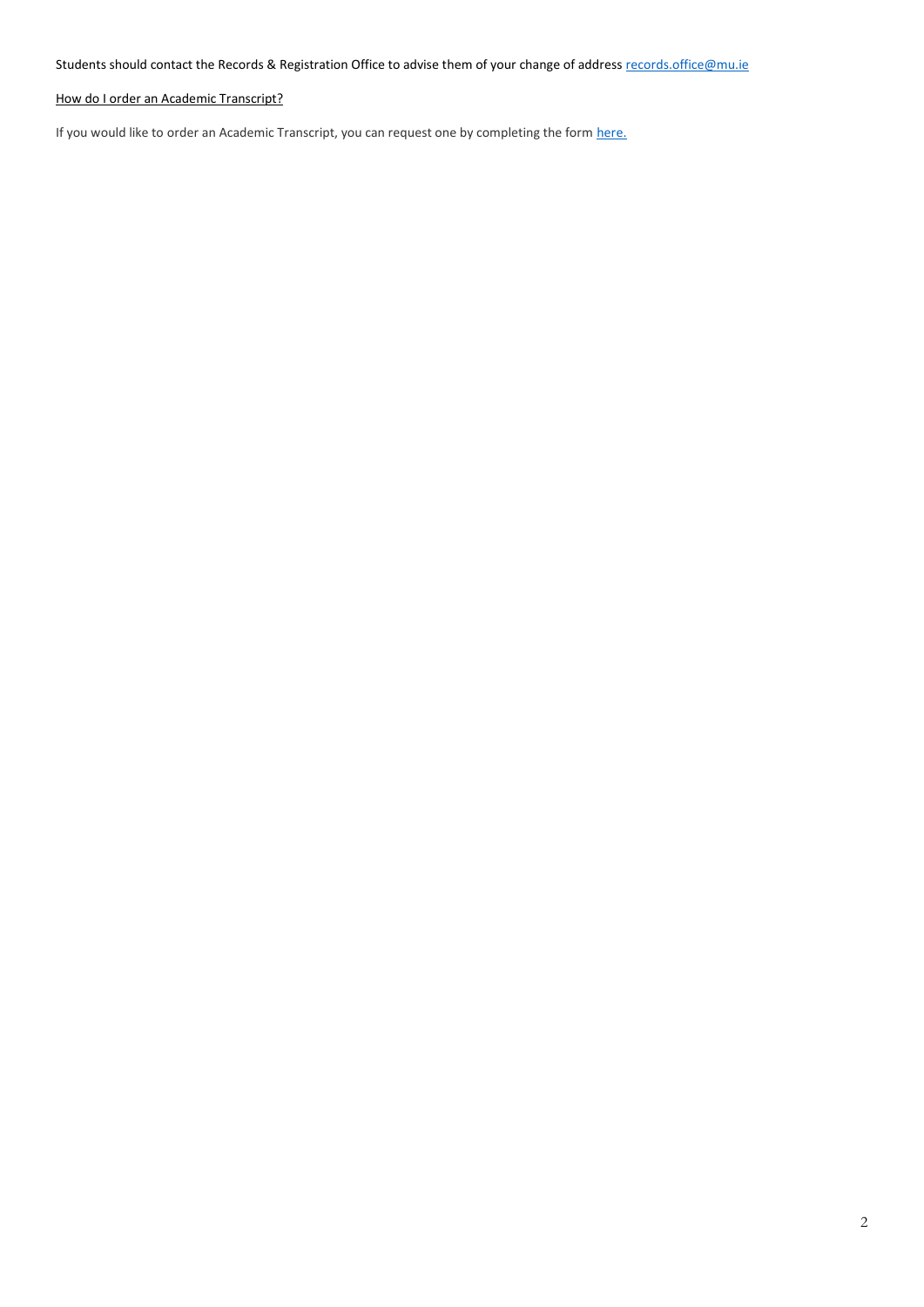Students should contact the Records & Registration Office to advise them of your change of address records.office@mu.ie

How do I order an Academic Transcript?

If you would like to order an Academic Transcript, you can request one by completing the form here.